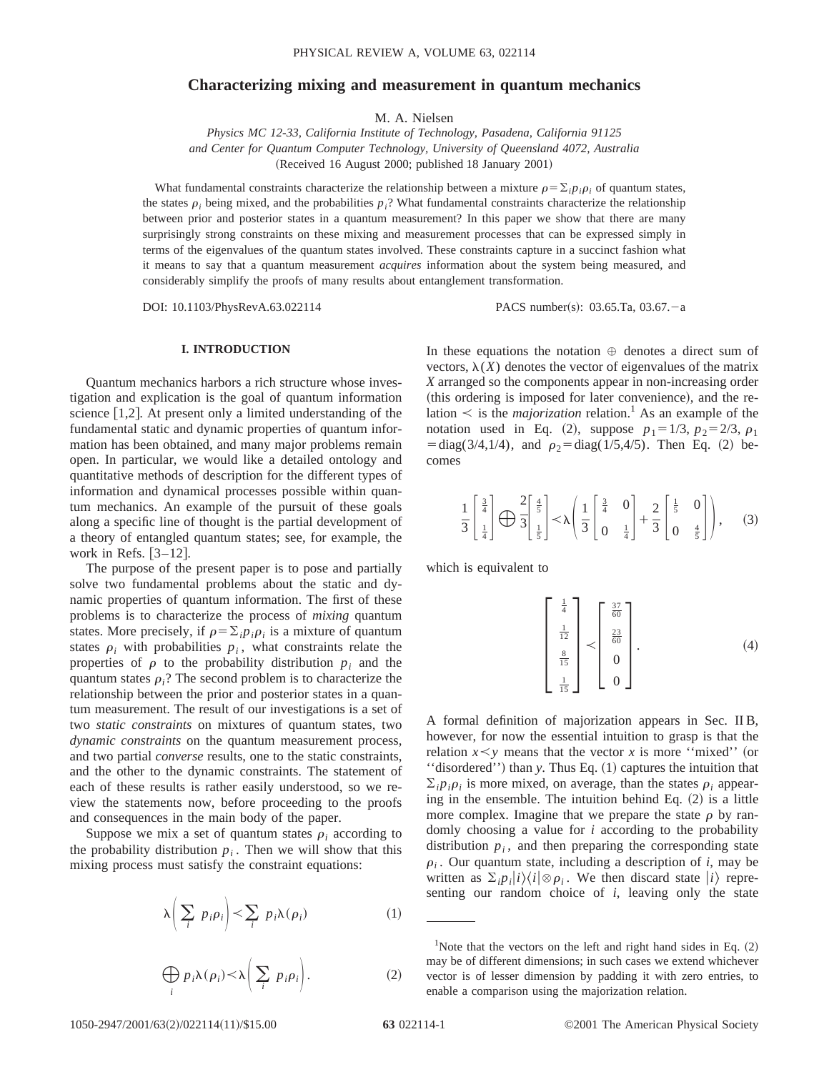# Characterizing mixing and measurement in quantum mechanics

M. A. Nielsen

*Physics MC 12-33, California Institute of Technology, Pasadena, California 91125*
*and Center for Quantum Computer Technology, University of Queensland 4072, Australia*
(Received 16 August 2000; published 18 January 2001)

What fundamental constraints characterize the relationship between a mixture $\rho=\sum_i p_i \rho_i$ of quantum states, the states $\rho_i$ being mixed, and the probabilities $p_i$? What fundamental constraints characterize the relationship between prior and posterior states in a quantum measurement? In this paper we show that there are many surprisingly strong constraints on these mixing and measurement processes that can be expressed simply in terms of the eigenvalues of the quantum states involved. These constraints capture in a succinct fashion what it means to say that a quantum measurement *acquires* information about the system being measured, and considerably simplify the proofs of many results about entanglement transformation.

DOI: 10.1103/PhysRevA.63.022114 PACS number(s): 03.65.Ta, 03.67.−a

## I. INTRODUCTION

Quantum mechanics harbors a rich structure whose investigation and explication is the goal of quantum information science [1,2]. At present only a limited understanding of the fundamental static and dynamic properties of quantum information has been obtained, and many major problems remain open. In particular, we would like a detailed ontology and quantitative methods of description for the different types of information and dynamical processes possible within quantum mechanics. An example of the pursuit of these goals along a specific line of thought is the partial development of a theory of entangled quantum states; see, for example, the work in Refs. [3–12].

The purpose of the present paper is to pose and partially solve two fundamental problems about the static and dynamic properties of quantum information. The first of these problems is to characterize the process of *mixing* quantum states. More precisely, if $\rho=\sum_i p_i \rho_i$ is a mixture of quantum states $\rho_i$ with probabilities $p_i$, what constraints relate the properties of $\rho$ to the probability distribution $p_i$ and the quantum states $\rho_i$? The second problem is to characterize the relationship between the prior and posterior states in a quantum measurement. The result of our investigations is a set of two *static constraints* on mixtures of quantum states, two *dynamic constraints* on the quantum measurement process, and two partial *converse* results, one to the static constraints, and the other to the dynamic constraints. The statement of each of these results is rather easily understood, so we review the statements now, before proceeding to the proofs and consequences in the main body of the paper.

Suppose we mix a set of quantum states $\rho_i$ according to the probability distribution $p_i$. Then we will show that this mixing process must satisfy the constraint equations:

$$\lambda\left(\sum_i p_i \rho_i\right) \prec \sum_i p_i \lambda(\rho_i) \tag{1}$$

$$\bigoplus_i p_i \lambda(\rho_i) \prec \lambda\left(\sum_i p_i \rho_i\right). \tag{2}$$

In these equations the notation $\oplus$ denotes a direct sum of vectors, $\lambda(X)$ denotes the vector of eigenvalues of the matrix $X$ arranged so the components appear in non-increasing order (this ordering is imposed for later convenience), and the relation $\prec$ is the *majorization* relation.[1] As an example of the notation used in Eq. (2), suppose $p_1=1/3$, $p_2=2/3$, $\rho_1=\text{diag}(3/4,1/4)$, and $\rho_2=\text{diag}(1/5,4/5)$. Then Eq. (2) becomes

$$\frac{1}{3}\begin{bmatrix} \frac{3}{4} \\ \frac{1}{4} \end{bmatrix} \bigoplus \frac{2}{3}\begin{bmatrix} \frac{4}{5} \\ \frac{1}{5} \end{bmatrix} \prec \lambda\left( \frac{1}{3}\begin{bmatrix} \frac{3}{4} & 0 \\ 0 & \frac{1}{4} \end{bmatrix} + \frac{2}{3}\begin{bmatrix} \frac{1}{5} & 0 \\ 0 & \frac{4}{5} \end{bmatrix} \right), \tag{3}$$

which is equivalent to

$$\begin{bmatrix} \frac{1}{4} \\ \frac{1}{12} \\ \frac{8}{15} \\ \frac{1}{15} \end{bmatrix} \prec \begin{bmatrix} \frac{37}{60} \\ \frac{23}{60} \\ 0 \\ 0 \end{bmatrix}. \tag{4}$$

A formal definition of majorization appears in Sec. II B, however, for now the essential intuition to grasp is that the relation $x \prec y$ means that the vector $x$ is more "mixed" (or "disordered") than $y$. Thus Eq. (1) captures the intuition that $\sum_i p_i \rho_i$ is more mixed, on average, than the states $\rho_i$ appearing in the ensemble. The intuition behind Eq. (2) is a little more complex. Imagine that we prepare the state $\rho$ by randomly choosing a value for $i$ according to the probability distribution $p_i$, and then preparing the corresponding state $\rho_i$. Our quantum state, including a description of $i$, may be written as $\sum_i p_i |i\rangle\langle i| \otimes \rho_i$. We then discard state $|i\rangle$ representing our random choice of $i$, leaving only the state

---

[1] Note that the vectors on the left and right hand sides in Eq. (2) may be of different dimensions; in such cases we extend whichever vector is of lesser dimension by padding it with zero entries, to enable a comparison using the majorization relation.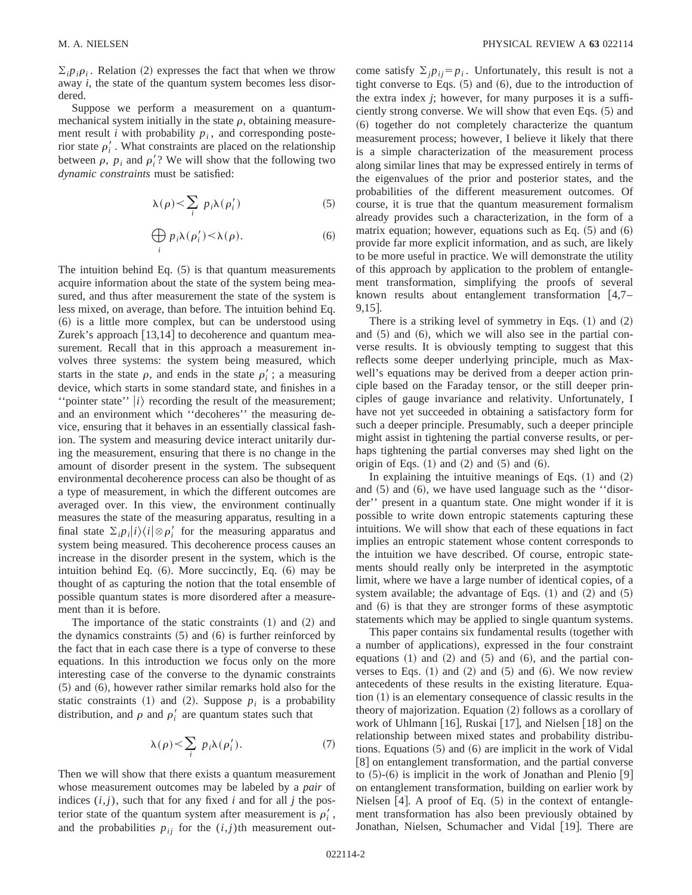$\sum_i p_i \rho_i$. Relation (2) expresses the fact that when we throw away $i$, the state of the quantum system becomes less disordered.

Suppose we perform a measurement on a quantum-mechanical system initially in the state $\rho$, obtaining measurement result $i$ with probability $p_i$, and corresponding posterior state $\rho_i'$. What constraints are placed on the relationship between $\rho$, $p_i$ and $\rho_i'$? We will show that the following two *dynamic constraints* must be satisfied:

$$\lambda(\rho) \prec \sum_i p_i \lambda(\rho_i') \tag{5}$$

$$\bigoplus_i p_i \lambda(\rho_i') \prec \lambda(\rho). \tag{6}$$

The intuition behind Eq. (5) is that quantum measurements acquire information about the state of the system being measured, and thus after measurement the state of the system is less mixed, on average, than before. The intuition behind Eq. (6) is a little more complex, but can be understood using Zurek's approach [13,14] to decoherence and quantum measurement. Recall that in this approach a measurement involves three systems: the system being measured, which starts in the state $\rho$, and ends in the state $\rho_i'$; a measuring device, which starts in some standard state, and finishes in a "pointer state" $|i\rangle$ recording the result of the measurement; and an environment which "decoheres" the measuring device, ensuring that it behaves in an essentially classical fashion. The system and measuring device interact unitarily during the measurement, ensuring that there is no change in the amount of disorder present in the system. The subsequent environmental decoherence process can also be thought of as a type of measurement, in which the different outcomes are averaged over. In this view, the environment continually measures the state of the measuring apparatus, resulting in a final state $\sum_i p_i |i\rangle\langle i| \otimes \rho_i'$ for the measuring apparatus and system being measured. This decoherence process causes an increase in the disorder present in the system, which is the intuition behind Eq. (6). More succinctly, Eq. (6) may be thought of as capturing the notion that the total ensemble of possible quantum states is more disordered after a measurement than it is before.

The importance of the static constraints (1) and (2) and the dynamics constraints (5) and (6) is further reinforced by the fact that in each case there is a type of converse to these equations. In this introduction we focus only on the more interesting case of the converse to the dynamic constraints (5) and (6), however rather similar remarks hold also for the static constraints (1) and (2). Suppose $p_i$ is a probability distribution, and $\rho$ and $\rho_i'$ are quantum states such that

$$\lambda(\rho) \prec \sum_i p_i \lambda(\rho_i'). \tag{7}$$

Then we will show that there exists a quantum measurement whose measurement outcomes may be labeled by a *pair* of indices $(i,j)$, such that for any fixed $i$ and for all $j$ the posterior state of the quantum system after measurement is $\rho_i'$, and the probabilities $p_{ij}$ for the $(i,j)$th measurement outcome satisfy $\sum_j p_{ij} = p_i$. Unfortunately, this result is not a tight converse to Eqs. (5) and (6), due to the introduction of the extra index $j$; however, for many purposes it is a sufficiently strong converse. We will show that even Eqs. (5) and (6) together do not completely characterize the quantum measurement process; however, I believe it likely that there is a simple characterization of the measurement process along similar lines that may be expressed entirely in terms of the eigenvalues of the prior and posterior states, and the probabilities of the different measurement outcomes. Of course, it is true that the quantum measurement formalism already provides such a characterization, in the form of a matrix equation; however, equations such as Eq. (5) and (6) provide far more explicit information, and as such, are likely to be more useful in practice. We will demonstrate the utility of this approach by application to the problem of entanglement transformation, simplifying the proofs of several known results about entanglement transformation [4,7–9,15].

There is a striking level of symmetry in Eqs. (1) and (2) and (5) and (6), which we will also see in the partial converse results. It is obviously tempting to suggest that this reflects some deeper underlying principle, much as Maxwell's equations may be derived from a deeper action principle based on the Faraday tensor, or the still deeper principles of gauge invariance and relativity. Unfortunately, I have not yet succeeded in obtaining a satisfactory form for such a deeper principle. Presumably, such a deeper principle might assist in tightening the partial converse results, or perhaps tightening the partial converses may shed light on the origin of Eqs. (1) and (2) and (5) and (6).

In explaining the intuitive meanings of Eqs. (1) and (2) and (5) and (6), we have used language such as the "disorder" present in a quantum state. One might wonder if it is possible to write down entropic statements capturing these intuitions. We will show that each of these equations in fact implies an entropic statement whose content corresponds to the intuition we have described. Of course, entropic statements should really only be interpreted in the asymptotic limit, where we have a large number of identical copies, of a system available; the advantage of Eqs. (1) and (2) and (5) and (6) is that they are stronger forms of these asymptotic statements which may be applied to single quantum systems.

This paper contains six fundamental results (together with a number of applications), expressed in the four constraint equations (1) and (2) and (5) and (6), and the partial converses to Eqs. (1) and (2) and (5) and (6). We now review antecedents of these results in the existing literature. Equation (1) is an elementary consequence of classic results in the theory of majorization. Equation (2) follows as a corollary of work of Uhlmann [16], Ruskai [17], and Nielsen [18] on the relationship between mixed states and probability distributions. Equations (5) and (6) are implicit in the work of Vidal [8] on entanglement transformation, and the partial converse to (5)-(6) is implicit in the work of Jonathan and Plenio [9] on entanglement transformation, building on earlier work by Nielsen [4]. A proof of Eq. (5) in the context of entanglement transformation has also been previously obtained by Jonathan, Nielsen, Schumacher and Vidal [19]. There are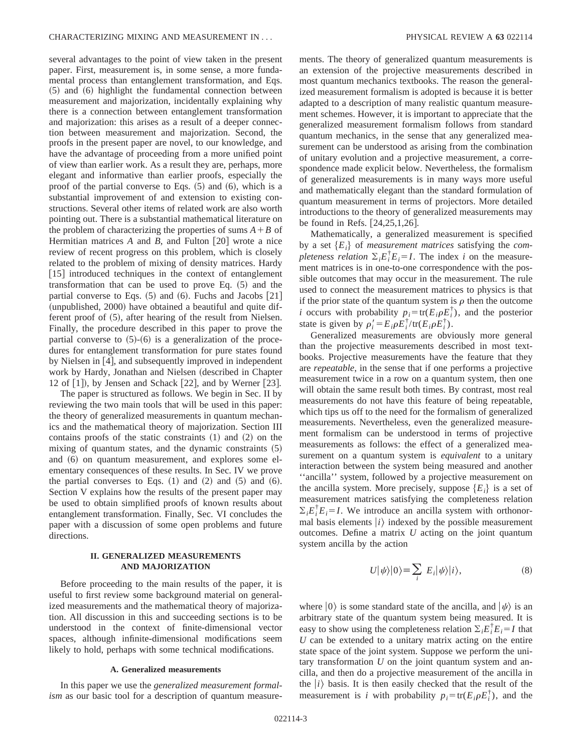several advantages to the point of view taken in the present paper. First, measurement is, in some sense, a more fundamental process than entanglement transformation, and Eqs. (5) and (6) highlight the fundamental connection between measurement and majorization, incidentally explaining why there is a connection between entanglement transformation and majorization: this arises as a result of a deeper connection between measurement and majorization. Second, the proofs in the present paper are novel, to our knowledge, and have the advantage of proceeding from a more unified point of view than earlier work. As a result they are, perhaps, more elegant and informative than earlier proofs, especially the proof of the partial converse to Eqs. (5) and (6), which is a substantial improvement of and extension to existing constructions. Several other items of related work are also worth pointing out. There is a substantial mathematical literature on the problem of characterizing the properties of sums $A+B$ of Hermitian matrices $A$ and $B$, and Fulton [20] wrote a nice review of recent progress on this problem, which is closely related to the problem of mixing of density matrices. Hardy [15] introduced techniques in the context of entanglement transformation that can be used to prove Eq. (5) and the partial converse to Eqs. (5) and (6). Fuchs and Jacobs [21] (unpublished, 2000) have obtained a beautiful and quite different proof of (5), after hearing of the result from Nielsen. Finally, the procedure described in this paper to prove the partial converse to (5)-(6) is a generalization of the procedures for entanglement transformation for pure states found by Nielsen in [4], and subsequently improved in independent work by Hardy, Jonathan and Nielsen (described in Chapter 12 of [1]), by Jensen and Schack [22], and by Werner [23].

The paper is structured as follows. We begin in Sec. II by reviewing the two main tools that will be used in this paper: the theory of generalized measurements in quantum mechanics and the mathematical theory of majorization. Section III contains proofs of the static constraints (1) and (2) on the mixing of quantum states, and the dynamic constraints (5) and (6) on quantum measurement, and explores some elementary consequences of these results. In Sec. IV we prove the partial converses to Eqs. (1) and (2) and (5) and (6). Section V explains how the results of the present paper may be used to obtain simplified proofs of known results about entanglement transformation. Finally, Sec. VI concludes the paper with a discussion of some open problems and future directions.

## II. GENERALIZED MEASUREMENTS AND MAJORIZATION

Before proceeding to the main results of the paper, it is useful to first review some background material on generalized measurements and the mathematical theory of majorization. All discussion in this and succeeding sections is to be understood in the context of finite-dimensional vector spaces, although infinite-dimensional modifications seem likely to hold, perhaps with some technical modifications.

### A. Generalized measurements

In this paper we use the *generalized measurement formalism* as our basic tool for a description of quantum measurements. The theory of generalized quantum measurements is an extension of the projective measurements described in most quantum mechanics textbooks. The reason the generalized measurement formalism is adopted is because it is better adapted to a description of many realistic quantum measurement schemes. However, it is important to appreciate that the generalized measurement formalism follows from standard quantum mechanics, in the sense that any generalized measurement can be understood as arising from the combination of unitary evolution and a projective measurement, a correspondence made explicit below. Nevertheless, the formalism of generalized measurements is in many ways more useful and mathematically elegant than the standard formulation of quantum measurement in terms of projectors. More detailed introductions to the theory of generalized measurements may be found in Refs. [24,25,1,26].

Mathematically, a generalized measurement is specified by a set $\{E_i\}$ of *measurement matrices* satisfying the *completeness relation* $\sum_i E_i^\dagger E_i = I$. The index $i$ on the measurement matrices is in one-to-one correspondence with the possible outcomes that may occur in the measurement. The rule used to connect the measurement matrices to physics is that if the prior state of the quantum system is $\rho$ then the outcome $i$ occurs with probability $p_i = \mathrm{tr}(E_i \rho E_i^\dagger)$, and the posterior state is given by $\rho_i' = E_i \rho E_i^\dagger / \mathrm{tr}(E_i \rho E_i^\dagger)$.

Generalized measurements are obviously more general than the projective measurements described in most textbooks. Projective measurements have the feature that they are *repeatable*, in the sense that if one performs a projective measurement twice in a row on a quantum system, then one will obtain the same result both times. By contrast, most real measurements do not have this feature of being repeatable, which tips us off to the need for the formalism of generalized measurements. Nevertheless, even the generalized measurement formalism can be understood in terms of projective measurements as follows: the effect of a generalized measurement on a quantum system is *equivalent* to a unitary interaction between the system being measured and another "ancilla" system, followed by a projective measurement on the ancilla system. More precisely, suppose $\{E_i\}$ is a set of measurement matrices satisfying the completeness relation $\sum_i E_i^\dagger E_i = I$. We introduce an ancilla system with orthonormal basis elements $|i\rangle$ indexed by the possible measurement outcomes. Define a matrix $U$ acting on the joint quantum system ancilla by the action

$$U|\psi\rangle|0\rangle \equiv \sum_i E_i|\psi\rangle|i\rangle, \tag{8}$$

where $|0\rangle$ is some standard state of the ancilla, and $|\psi\rangle$ is an arbitrary state of the quantum system being measured. It is easy to show using the completeness relation $\sum_i E_i^\dagger E_i = I$ that $U$ can be extended to a unitary matrix acting on the entire state space of the joint system. Suppose we perform the unitary transformation $U$ on the joint quantum system and ancilla, and then do a projective measurement of the ancilla in the $|i\rangle$ basis. It is then easily checked that the result of the measurement is $i$ with probability $p_i = \mathrm{tr}(E_i \rho E_i^\dagger)$, and the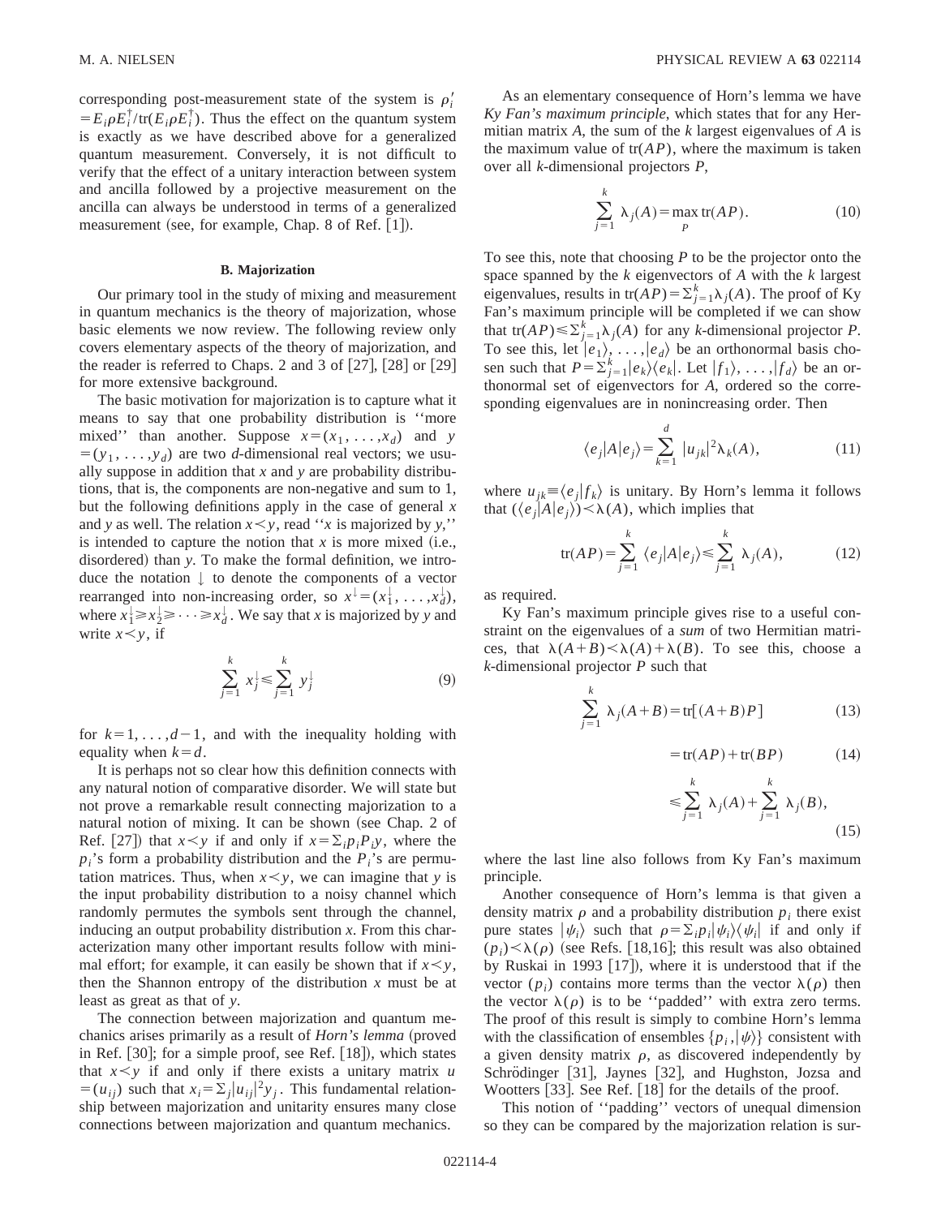corresponding post-measurement state of the system is $\rho_i' = E_i \rho E_i^\dagger / \mathrm{tr}(E_i \rho E_i^\dagger)$. Thus the effect on the quantum system is exactly as we have described above for a generalized quantum measurement. Conversely, it is not difficult to verify that the effect of a unitary interaction between system and ancilla followed by a projective measurement on the ancilla can always be understood in terms of a generalized measurement (see, for example, Chap. 8 of Ref. [1]).

### B. Majorization

Our primary tool in the study of mixing and measurement in quantum mechanics is the theory of majorization, whose basic elements we now review. The following review only covers elementary aspects of the theory of majorization, and the reader is referred to Chaps. 2 and 3 of [27], [28] or [29] for more extensive background.

The basic motivation for majorization is to capture what it means to say that one probability distribution is ''more mixed'' than another. Suppose $x=(x_1,\ldots,x_d)$ and $y=(y_1,\ldots,y_d)$ are two $d$-dimensional real vectors; we usually suppose in addition that $x$ and $y$ are probability distributions, that is, the components are non-negative and sum to 1, but the following definitions apply in the case of general $x$ and $y$ as well. The relation $x \prec y$, read ''$x$ is majorized by $y$,'' is intended to capture the notion that $x$ is more mixed (i.e., disordered) than $y$. To make the formal definition, we introduce the notation $\downarrow$ to denote the components of a vector rearranged into non-increasing order, so $x^\downarrow = (x_1^\downarrow,\ldots,x_d^\downarrow)$, where $x_1^\downarrow \geq x_2^\downarrow \geq \cdots \geq x_d^\downarrow$. We say that $x$ is majorized by $y$ and write $x \prec y$, if

$$\sum_{j=1}^{k} x_j^\downarrow \leq \sum_{j=1}^{k} y_j^\downarrow \tag{9}$$

for $k=1,\ldots,d-1$, and with the inequality holding with equality when $k=d$.

It is perhaps not so clear how this definition connects with any natural notion of comparative disorder. We will state but not prove a remarkable result connecting majorization to a natural notion of mixing. It can be shown (see Chap. 2 of Ref. [27]) that $x \prec y$ if and only if $x=\sum_i p_i P_i y$, where the $p_i$'s form a probability distribution and the $P_i$'s are permutation matrices. Thus, when $x \prec y$, we can imagine that $y$ is the input probability distribution to a noisy channel which randomly permutes the symbols sent through the channel, inducing an output probability distribution $x$. From this characterization many other important results follow with minimal effort; for example, it can easily be shown that if $x \prec y$, then the Shannon entropy of the distribution $x$ must be at least as great as that of $y$.

The connection between majorization and quantum mechanics arises primarily as a result of *Horn's lemma* (proved in Ref. [30]; for a simple proof, see Ref. [18]), which states that $x \prec y$ if and only if there exists a unitary matrix $u=(u_{ij})$ such that $x_i = \sum_j |u_{ij}|^2 y_j$. This fundamental relationship between majorization and unitarity ensures many close connections between majorization and quantum mechanics.

As an elementary consequence of Horn's lemma we have *Ky Fan's maximum principle*, which states that for any Hermitian matrix $A$, the sum of the $k$ largest eigenvalues of $A$ is the maximum value of $\mathrm{tr}(AP)$, where the maximum is taken over all $k$-dimensional projectors $P$,

$$\sum_{j=1}^{k} \lambda_j(A) = \max_P \mathrm{tr}(AP). \tag{10}$$

To see this, note that choosing $P$ to be the projector onto the space spanned by the $k$ eigenvectors of $A$ with the $k$ largest eigenvalues, results in $\mathrm{tr}(AP)=\sum_{j=1}^{k}\lambda_j(A)$. The proof of Ky Fan's maximum principle will be completed if we can show that $\mathrm{tr}(AP) \leq \sum_{j=1}^{k}\lambda_j(A)$ for any $k$-dimensional projector $P$. To see this, let $|e_1\rangle,\ldots,|e_d\rangle$ be an orthonormal basis chosen such that $P=\sum_{k=1}^{k}|e_k\rangle\langle e_k|$. Let $|f_1\rangle,\ldots,|f_d\rangle$ be an orthonormal set of eigenvectors for $A$, ordered so the corresponding eigenvalues are in nonincreasing order. Then

$$\langle e_j|A|e_j\rangle = \sum_{k=1}^{d} |u_{jk}|^2 \lambda_k(A), \tag{11}$$

where $u_{jk} \equiv \langle e_j|f_k\rangle$ is unitary. By Horn's lemma it follows that $(\langle e_j|A|e_j\rangle) \prec \lambda(A)$, which implies that

$$\mathrm{tr}(AP) = \sum_{j=1}^{k} \langle e_j|A|e_j\rangle \leq \sum_{j=1}^{k} \lambda_j(A), \tag{12}$$

as required.

Ky Fan's maximum principle gives rise to a useful constraint on the eigenvalues of a *sum* of two Hermitian matrices, that $\lambda(A+B) \prec \lambda(A)+\lambda(B)$. To see this, choose a $k$-dimensional projector $P$ such that

$$\sum_{j=1}^{k} \lambda_j(A+B) = \mathrm{tr}[(A+B)P] \tag{13}$$

$$= \mathrm{tr}(AP) + \mathrm{tr}(BP) \tag{14}$$

$$\leq \sum_{j=1}^{k} \lambda_j(A) + \sum_{j=1}^{k} \lambda_j(B), \tag{15}$$

where the last line also follows from Ky Fan's maximum principle.

Another consequence of Horn's lemma is that given a density matrix $\rho$ and a probability distribution $p_i$ there exist pure states $|\psi_i\rangle$ such that $\rho=\sum_i p_i |\psi_i\rangle\langle\psi_i|$ if and only if $(p_i) \prec \lambda(\rho)$ (see Refs. [18,16]; this result was also obtained by Ruskai in 1993 [17]), where it is understood that if the vector $(p_i)$ contains more terms than the vector $\lambda(\rho)$ then the vector $\lambda(\rho)$ is to be ''padded'' with extra zero terms. The proof of this result is simply to combine Horn's lemma with the classification of ensembles $\{p_i, |\psi\rangle\}$ consistent with a given density matrix $\rho$, as discovered independently by Schrödinger [31], Jaynes [32], and Hughston, Jozsa and Wootters [33]. See Ref. [18] for the details of the proof.

This notion of ''padding'' vectors of unequal dimension so they can be compared by the majorization relation is sur-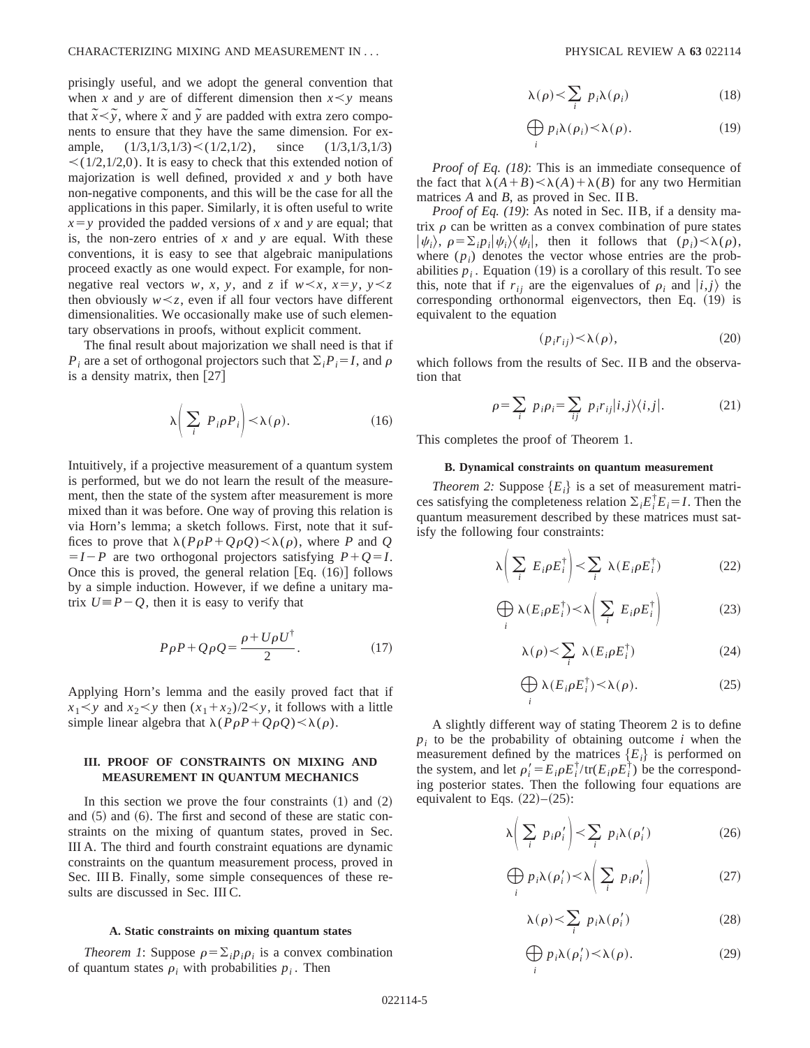prisingly useful, and we adopt the general convention that when $x$ and $y$ are of different dimension then $x \prec y$ means that $\tilde{x} \prec \tilde{y}$, where $\tilde{x}$ and $\tilde{y}$ are padded with extra zero components to ensure that they have the same dimension. For example, $(1/3,1/3,1/3) \prec (1/2,1/2)$, since $(1/3,1/3,1/3) \prec (1/2,1/2,0)$. It is easy to check that this extended notion of majorization is well defined, provided $x$ and $y$ both have non-negative components, and this will be the case for all the applications in this paper. Similarly, it is often useful to write $x = y$ provided the padded versions of $x$ and $y$ are equal; that is, the non-zero entries of $x$ and $y$ are equal. With these conventions, it is easy to see that algebraic manipulations proceed exactly as one would expect. For example, for non-negative real vectors $w$, $x$, $y$, and $z$ if $w \prec x$, $x = y$, $y \prec z$ then obviously $w \prec z$, even if all four vectors have different dimensionalities. We occasionally make use of such elementary observations in proofs, without explicit comment.

The final result about majorization we shall need is that if $P_i$ are a set of orthogonal projectors such that $\sum_i P_i = I$, and $\rho$ is a density matrix, then [27]

$$\lambda\left( \sum_i P_i \rho P_i \right) \prec \lambda(\rho). \tag{16}$$

Intuitively, if a projective measurement of a quantum system is performed, but we do not learn the result of the measurement, then the state of the system after measurement is more mixed than it was before. One way of proving this relation is via Horn's lemma; a sketch follows. First, note that it suffices to prove that $\lambda(P\rho P + Q\rho Q) \prec \lambda(\rho)$, where $P$ and $Q = I - P$ are two orthogonal projectors satisfying $P + Q = I$. Once this is proved, the general relation [Eq. (16)] follows by a simple induction. However, if we define a unitary matrix $U \equiv P - Q$, then it is easy to verify that

$$P\rho P + Q\rho Q = \frac{\rho + U\rho U^\dagger}{2}. \tag{17}$$

Applying Horn's lemma and the easily proved fact that if $x_1 \prec y$ and $x_2 \prec y$ then $(x_1 + x_2)/2 \prec y$, it follows with a little simple linear algebra that $\lambda(P\rho P + Q\rho Q) \prec \lambda(\rho)$.

## III. PROOF OF CONSTRAINTS ON MIXING AND MEASUREMENT IN QUANTUM MECHANICS

In this section we prove the four constraints (1) and (2) and (5) and (6). The first and second of these are static constraints on the mixing of quantum states, proved in Sec. III A. The third and fourth constraint equations are dynamic constraints on the quantum measurement process, proved in Sec. III B. Finally, some simple consequences of these results are discussed in Sec. III C.

### A. Static constraints on mixing quantum states

*Theorem 1*: Suppose $\rho = \sum_i p_i \rho_i$ is a convex combination of quantum states $\rho_i$ with probabilities $p_i$. Then

$$\lambda(\rho) \prec \sum_i p_i \lambda(\rho_i) \tag{18}$$

$$\bigoplus_i p_i \lambda(\rho_i) \prec \lambda(\rho). \tag{19}$$

*Proof of Eq. (18)*: This is an immediate consequence of the fact that $\lambda(A+B) \prec \lambda(A) + \lambda(B)$ for any two Hermitian matrices $A$ and $B$, as proved in Sec. II B.

*Proof of Eq. (19)*: As noted in Sec. II B, if a density matrix $\rho$ can be written as a convex combination of pure states $|\psi_i\rangle$, $\rho = \sum_i p_i |\psi_i\rangle\langle\psi_i|$, then it follows that $(p_i) \prec \lambda(\rho)$, where $(p_i)$ denotes the vector whose entries are the probabilities $p_i$. Equation (19) is a corollary of this result. To see this, note that if $r_{ij}$ are the eigenvalues of $\rho_i$ and $|i,j\rangle$ the corresponding orthonormal eigenvectors, then Eq. (19) is equivalent to the equation

$$(p_i r_{ij}) \prec \lambda(\rho), \tag{20}$$

which follows from the results of Sec. II B and the observation that

$$\rho = \sum_i p_i \rho_i = \sum_{ij} p_i r_{ij} |i,j\rangle\langle i,j|. \tag{21}$$

This completes the proof of Theorem 1.

### B. Dynamical constraints on quantum measurement

*Theorem 2:* Suppose $\{E_i\}$ is a set of measurement matrices satisfying the completeness relation $\sum_i E_i^\dagger E_i = I$. Then the quantum measurement described by these matrices must satisfy the following four constraints:

$$\lambda\left( \sum_i E_i \rho E_i^\dagger \right) \prec \sum_i \lambda(E_i \rho E_i^\dagger) \tag{22}$$

$$\bigoplus_i \lambda(E_i \rho E_i^\dagger) \prec \lambda\left( \sum_i E_i \rho E_i^\dagger \right) \tag{23}$$

$$\lambda(\rho) \prec \sum_i \lambda(E_i \rho E_i^\dagger) \tag{24}$$

$$\bigoplus_i \lambda(E_i \rho E_i^\dagger) \prec \lambda(\rho). \tag{25}$$

A slightly different way of stating Theorem 2 is to define $p_i$ to be the probability of obtaining outcome $i$ when the measurement defined by the matrices $\{E_i\}$ is performed on the system, and let $\rho_i' = E_i \rho E_i^\dagger / \mathrm{tr}(E_i \rho E_i^\dagger)$ be the corresponding posterior states. Then the following four equations are equivalent to Eqs. (22)–(25):

$$\lambda\left( \sum_i p_i \rho_i' \right) \prec \sum_i p_i \lambda(\rho_i') \tag{26}$$

$$\bigoplus_i p_i \lambda(\rho_i') \prec \lambda\left( \sum_i p_i \rho_i' \right) \tag{27}$$

$$\lambda(\rho) \prec \sum_i p_i \lambda(\rho_i') \tag{28}$$

$$\bigoplus_i p_i \lambda(\rho_i') \prec \lambda(\rho). \tag{29}$$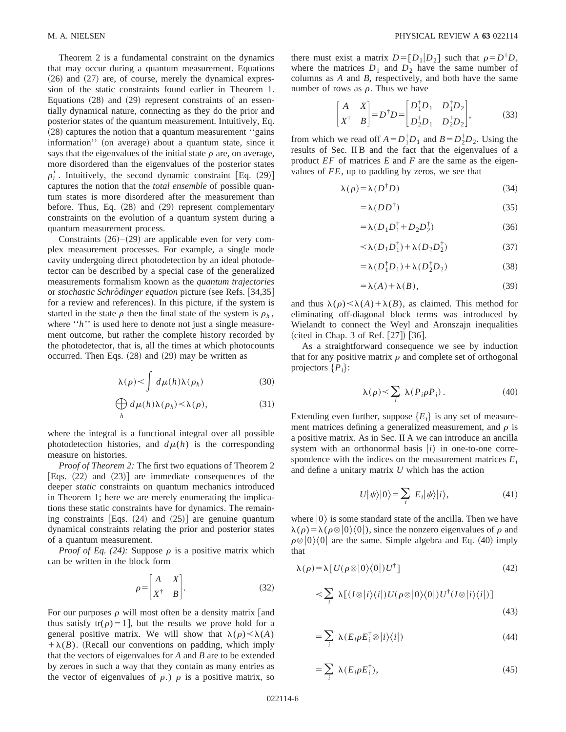Theorem 2 is a fundamental constraint on the dynamics that may occur during a quantum measurement. Equations (26) and (27) are, of course, merely the dynamical expression of the static constraints found earlier in Theorem 1. Equations (28) and (29) represent constraints of an essentially dynamical nature, connecting as they do the prior and posterior states of the quantum measurement. Intuitively, Eq. (28) captures the notion that a quantum measurement ''gains information'' (on average) about a quantum state, since it says that the eigenvalues of the initial state $\rho$ are, on average, more disordered than the eigenvalues of the posterior states $\rho_i'$. Intuitively, the second dynamic constraint [Eq. (29)] captures the notion that the *total ensemble* of possible quantum states is more disordered after the measurement than before. Thus, Eq. (28) and (29) represent complementary constraints on the evolution of a quantum system during a quantum measurement process.

Constraints (26)–(29) are applicable even for very complex measurement processes. For example, a single mode cavity undergoing direct photodetection by an ideal photodetector can be described by a special case of the generalized measurements formalism known as the *quantum trajectories* or *stochastic Schrödinger equation* picture (see Refs. [34,35] for a review and references). In this picture, if the system is started in the state $\rho$ then the final state of the system is $\rho_h$, where ''$h$'' is used here to denote not just a single measurement outcome, but rather the complete history recorded by the photodetector, that is, all the times at which photocounts occurred. Then Eqs. (28) and (29) may be written as

$$\lambda(\rho) \prec \int d\mu(h)\lambda(\rho_h) \tag{30}$$

$$\bigoplus_h d\mu(h)\lambda(\rho_h) \prec \lambda(\rho), \tag{31}$$

where the integral is a functional integral over all possible photodetection histories, and $d\mu(h)$ is the corresponding measure on histories.

*Proof of Theorem 2:* The first two equations of Theorem 2 [Eqs. (22) and (23)] are immediate consequences of the deeper *static* constraints on quantum mechanics introduced in Theorem 1; here we are merely enumerating the implications these static constraints have for dynamics. The remaining constraints [Eqs. (24) and (25)] are genuine quantum dynamical constraints relating the prior and posterior states of a quantum measurement.

*Proof of Eq. (24):* Suppose $\rho$ is a positive matrix which can be written in the block form

$$\rho = \begin{bmatrix} A & X \\ X^\dagger & B \end{bmatrix}. \tag{32}$$

For our purposes $\rho$ will most often be a density matrix [and thus satisfy $\mathrm{tr}(\rho)=1$], but the results we prove hold for a general positive matrix. We will show that $\lambda(\rho) \prec \lambda(A) + \lambda(B)$. (Recall our conventions on padding, which imply that the vectors of eigenvalues for $A$ and $B$ are to be extended by zeroes in such a way that they contain as many entries as the vector of eigenvalues of $\rho$.) $\rho$ is a positive matrix, so there must exist a matrix $D=[D_1|D_2]$ such that $\rho = D^\dagger D$, where the matrices $D_1$ and $D_2$ have the same number of columns as $A$ and $B$, respectively, and both have the same number of rows as $\rho$. Thus we have

$$\begin{bmatrix} A & X \\ X^\dagger & B \end{bmatrix} = D^\dagger D = \begin{bmatrix} D_1^\dagger D_1 & D_1^\dagger D_2 \\ D_2^\dagger D_1 & D_2^\dagger D_2 \end{bmatrix}, \tag{33}$$

from which we read off $A = D_1^\dagger D_1$ and $B = D_2^\dagger D_2$. Using the results of Sec. II B and the fact that the eigenvalues of a product $EF$ of matrices $E$ and $F$ are the same as the eigenvalues of $FE$, up to padding by zeros, we see that

$$\lambda(\rho) = \lambda(D^\dagger D) \tag{34}$$

$$= \lambda(DD^\dagger) \tag{35}$$

$$= \lambda(D_1 D_1^\dagger + D_2 D_2^\dagger) \tag{36}$$

$$\prec \lambda(D_1 D_1^\dagger) + \lambda(D_2 D_2^\dagger) \tag{37}$$

$$= \lambda(D_1^\dagger D_1) + \lambda(D_2^\dagger D_2) \tag{38}$$

$$= \lambda(A) + \lambda(B), \tag{39}$$

and thus $\lambda(\rho) \prec \lambda(A) + \lambda(B)$, as claimed. This method for eliminating off-diagonal block terms was introduced by Wielandt to connect the Weyl and Aronszajn inequalities (cited in Chap. 3 of Ref. [27]) [36].

As a straightforward consequence we see by induction that for any positive matrix $\rho$ and complete set of orthogonal projectors $\{P_i\}$:

$$\lambda(\rho) \prec \sum_i \lambda(P_i \rho P_i). \tag{40}$$

Extending even further, suppose $\{E_i\}$ is any set of measurement matrices defining a generalized measurement, and $\rho$ is a positive matrix. As in Sec. II A we can introduce an ancilla system with an orthonormal basis $|i\rangle$ in one-to-one correspondence with the indices on the measurement matrices $E_i$ and define a unitary matrix $U$ which has the action

$$U|\psi\rangle|0\rangle = \sum_i E_i|\psi\rangle|i\rangle, \tag{41}$$

where $|0\rangle$ is some standard state of the ancilla. Then we have $\lambda(\rho) = \lambda(\rho \otimes |0\rangle\langle 0|)$, since the nonzero eigenvalues of $\rho$ and $\rho \otimes |0\rangle\langle 0|$ are the same. Simple algebra and Eq. (40) imply that

$$\lambda(\rho) = \lambda[U(\rho \otimes |0\rangle\langle 0|)U^\dagger] \tag{42}$$

$$\prec \sum_i \lambda[(I \otimes |i\rangle\langle i|)U(\rho \otimes |0\rangle\langle 0|)U^\dagger(I \otimes |i\rangle\langle i|)] \tag{43}$$

$$= \sum_i \lambda(E_i \rho E_i^\dagger \otimes |i\rangle\langle i|) \tag{44}$$

$$= \sum_i \lambda(E_i \rho E_i^\dagger), \tag{45}$$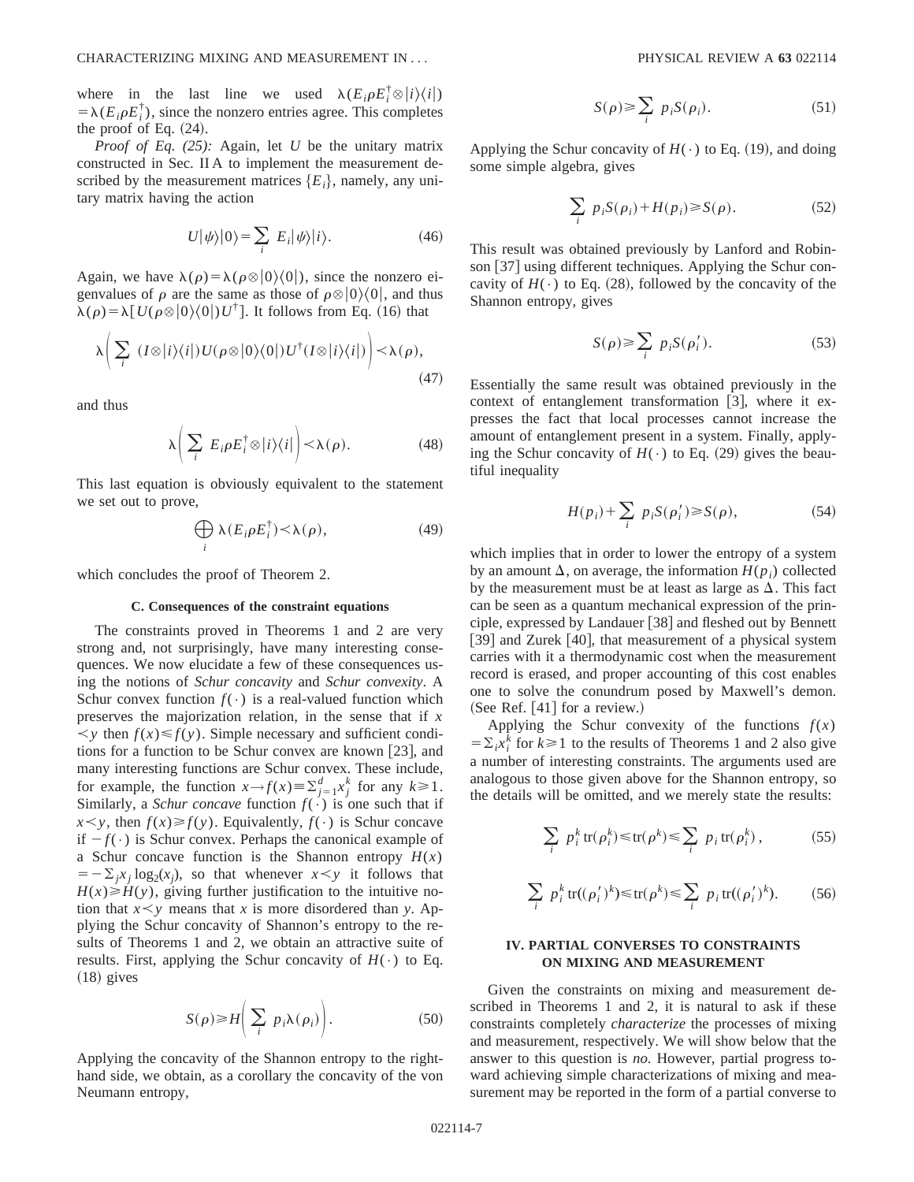where in the last line we used $\lambda(E_i \rho E_i^\dagger \otimes |i\rangle\langle i|) = \lambda(E_i \rho E_i^\dagger)$, since the nonzero entries agree. This completes the proof of Eq. (24).

*Proof of Eq. (25):* Again, let $U$ be the unitary matrix constructed in Sec. II A to implement the measurement described by the measurement matrices $\{E_i\}$, namely, any unitary matrix having the action

$$U|\psi\rangle|0\rangle = \sum_i E_i|\psi\rangle|i\rangle. \tag{46}$$

Again, we have $\lambda(\rho) = \lambda(\rho \otimes |0\rangle\langle 0|)$, since the nonzero eigenvalues of $\rho$ are the same as those of $\rho \otimes |0\rangle\langle 0|$, and thus $\lambda(\rho) = \lambda[U(\rho \otimes |0\rangle\langle 0|)U^\dagger]$. It follows from Eq. (16) that

$$\lambda\left(\sum_i (I \otimes |i\rangle\langle i|)U(\rho \otimes |0\rangle\langle 0|)U^\dagger(I \otimes |i\rangle\langle i|)\right) \prec \lambda(\rho), \tag{47}$$

and thus

$$\lambda\left(\sum_i E_i \rho E_i^\dagger \otimes |i\rangle\langle i|\right) \prec \lambda(\rho). \tag{48}$$

This last equation is obviously equivalent to the statement we set out to prove,

$$\bigoplus_i \lambda(E_i \rho E_i^\dagger) \prec \lambda(\rho), \tag{49}$$

which concludes the proof of Theorem 2.

### C. Consequences of the constraint equations

The constraints proved in Theorems 1 and 2 are very strong and, not surprisingly, have many interesting consequences. We now elucidate a few of these consequences using the notions of *Schur concavity* and *Schur convexity*. A Schur convex function $f(\cdot)$ is a real-valued function which preserves the majorization relation, in the sense that if $x \prec y$ then $f(x) \leq f(y)$. Simple necessary and sufficient conditions for a function to be Schur convex are known [23], and many interesting functions are Schur convex. These include, for example, the function $x \rightarrow f(x) \equiv \sum_{j=1}^d x_j^k$ for any $k \geq 1$. Similarly, a *Schur concave* function $f(\cdot)$ is one such that if $x \prec y$, then $f(x) \geq f(y)$. Equivalently, $f(\cdot)$ is Schur concave if $-f(\cdot)$ is Schur convex. Perhaps the canonical example of a Schur concave function is the Shannon entropy $H(x) = -\sum_j x_j \log_2(x_j)$, so that whenever $x \prec y$ it follows that $H(x) \geq H(y)$, giving further justification to the intuitive notion that $x \prec y$ means that $x$ is more disordered than $y$. Applying the Schur concavity of Shannon's entropy to the results of Theorems 1 and 2, we obtain an attractive suite of results. First, applying the Schur concavity of $H(\cdot)$ to Eq. (18) gives

$$S(\rho) \geq H\left(\sum_i p_i \lambda(\rho_i)\right). \tag{50}$$

Applying the concavity of the Shannon entropy to the right-hand side, we obtain, as a corollary the concavity of the von Neumann entropy,

$$S(\rho) \geq \sum_i p_i S(\rho_i). \tag{51}$$

Applying the Schur concavity of $H(\cdot)$ to Eq. (19), and doing some simple algebra, gives

$$\sum_i p_i S(\rho_i) + H(p_i) \geq S(\rho). \tag{52}$$

This result was obtained previously by Lanford and Robinson [37] using different techniques. Applying the Schur concavity of $H(\cdot)$ to Eq. (28), followed by the concavity of the Shannon entropy, gives

$$S(\rho) \geq \sum_i p_i S(\rho_i'). \tag{53}$$

Essentially the same result was obtained previously in the context of entanglement transformation [3], where it expresses the fact that local processes cannot increase the amount of entanglement present in a system. Finally, applying the Schur concavity of $H(\cdot)$ to Eq. (29) gives the beautiful inequality

$$H(p_i) + \sum_i p_i S(\rho_i') \geq S(\rho), \tag{54}$$

which implies that in order to lower the entropy of a system by an amount $\Delta$, on average, the information $H(p_i)$ collected by the measurement must be at least as large as $\Delta$. This fact can be seen as a quantum mechanical expression of the principle, expressed by Landauer [38] and fleshed out by Bennett [39] and Zurek [40], that measurement of a physical system carries with it a thermodynamic cost when the measurement record is erased, and proper accounting of this cost enables one to solve the conundrum posed by Maxwell's demon. (See Ref. [41] for a review.)

Applying the Schur convexity of the functions $f(x) = \sum_i x_i^k$ for $k \geq 1$ to the results of Theorems 1 and 2 also give a number of interesting constraints. The arguments used are analogous to those given above for the Shannon entropy, so the details will be omitted, and we merely state the results:

$$\sum_i p_i^k \operatorname{tr}(\rho_i^k) \leq \operatorname{tr}(\rho^k) \leq \sum_i p_i \operatorname{tr}(\rho_i^k), \tag{55}$$

$$\sum_i p_i^k \operatorname{tr}((\rho_i')^k) \leq \operatorname{tr}(\rho^k) \leq \sum_i p_i \operatorname{tr}((\rho_i')^k). \tag{56}$$

## IV. PARTIAL CONVERSES TO CONSTRAINTS ON MIXING AND MEASUREMENT

Given the constraints on mixing and measurement described in Theorems 1 and 2, it is natural to ask if these constraints completely *characterize* the processes of mixing and measurement, respectively. We will show below that the answer to this question is *no.* However, partial progress toward achieving simple characterizations of mixing and measurement may be reported in the form of a partial converse to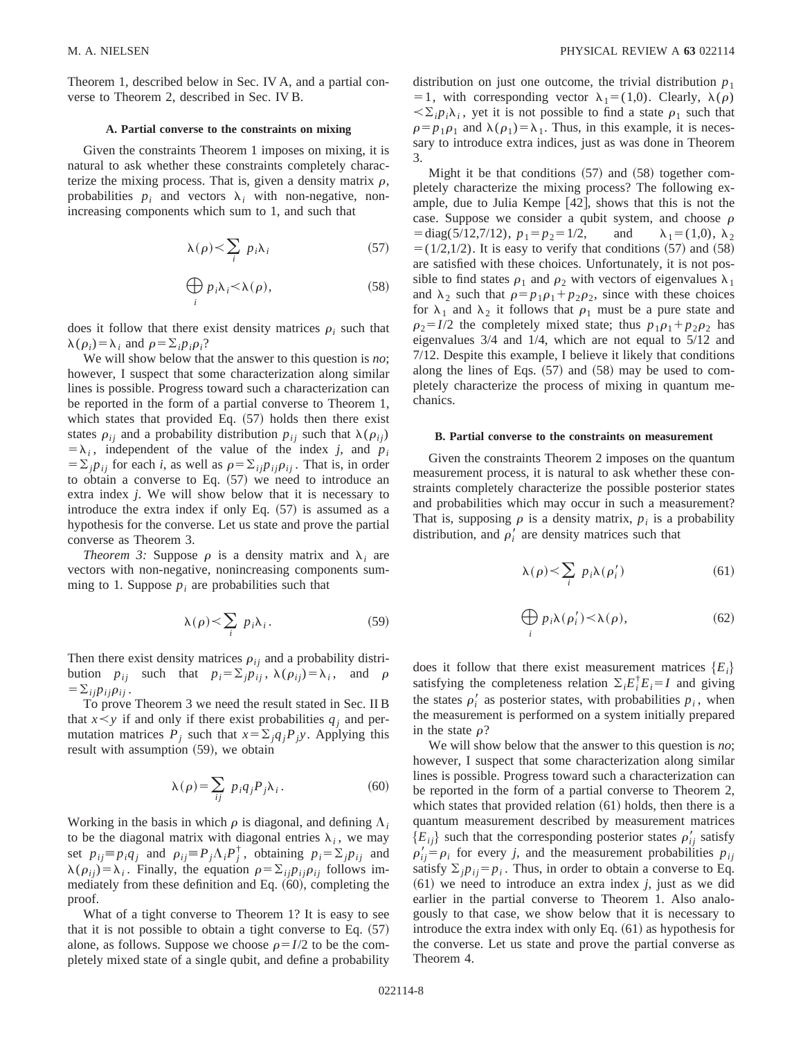Theorem 1, described below in Sec. IV A, and a partial converse to Theorem 2, described in Sec. IV B.

### A. Partial converse to the constraints on mixing

Given the constraints Theorem 1 imposes on mixing, it is natural to ask whether these constraints completely characterize the mixing process. That is, given a density matrix $\rho$, probabilities $p_i$ and vectors $\lambda_i$ with non-negative, nonincreasing components which sum to 1, and such that

$$\lambda(\rho) \prec \sum_i p_i \lambda_i \tag{57}$$

$$\bigoplus_i p_i \lambda_i \prec \lambda(\rho), \tag{58}$$

does it follow that there exist density matrices $\rho_i$ such that $\lambda(\rho_i) = \lambda_i$ and $\rho = \sum_i p_i \rho_i$?

We will show below that the answer to this question is *no*; however, I suspect that some characterization along similar lines is possible. Progress toward such a characterization can be reported in the form of a partial converse to Theorem 1, which states that provided Eq. (57) holds then there exist states $\rho_{ij}$ and a probability distribution $p_{ij}$ such that $\lambda(\rho_{ij}) = \lambda_i$, independent of the value of the index $j$, and $p_i = \sum_j p_{ij}$ for each $i$, as well as $\rho = \sum_{ij} p_{ij} \rho_{ij}$. That is, in order to obtain a converse to Eq. (57) we need to introduce an extra index $j$. We will show below that it is necessary to introduce the extra index if only Eq. (57) is assumed as a hypothesis for the converse. Let us state and prove the partial converse as Theorem 3.

*Theorem 3:* Suppose $\rho$ is a density matrix and $\lambda_i$ are vectors with non-negative, nonincreasing components summing to 1. Suppose $p_i$ are probabilities such that

$$\lambda(\rho) \prec \sum_i p_i \lambda_i. \tag{59}$$

Then there exist density matrices $\rho_{ij}$ and a probability distribution $p_{ij}$ such that $p_i = \sum_j p_{ij}$, $\lambda(\rho_{ij}) = \lambda_i$, and $\rho = \sum_{ij} p_{ij} \rho_{ij}$.

To prove Theorem 3 we need the result stated in Sec. II B that $x \prec y$ if and only if there exist probabilities $q_j$ and permutation matrices $P_j$ such that $x = \sum_j q_j P_j y$. Applying this result with assumption (59), we obtain

$$\lambda(\rho) = \sum_{ij} p_i q_j P_j \lambda_i. \tag{60}$$

Working in the basis in which $\rho$ is diagonal, and defining $\Lambda_i$ to be the diagonal matrix with diagonal entries $\lambda_i$, we may set $p_{ij} \equiv p_i q_j$ and $\rho_{ij} \equiv P_j \Lambda_i P_j^\dagger$, obtaining $p_i = \sum_j p_{ij}$ and $\lambda(\rho_{ij}) = \lambda_i$. Finally, the equation $\rho = \sum_{ij} p_{ij} \rho_{ij}$ follows immediately from these definition and Eq. (60), completing the proof.

What of a tight converse to Theorem 1? It is easy to see that it is not possible to obtain a tight converse to Eq. (57) alone, as follows. Suppose we choose $\rho = I/2$ to be the completely mixed state of a single qubit, and define a probability distribution on just one outcome, the trivial distribution $p_1 = 1$, with corresponding vector $\lambda_1 = (1,0)$. Clearly, $\lambda(\rho) \prec \sum_i p_i \lambda_i$, yet it is not possible to find a state $\rho_1$ such that $\rho = p_1 \rho_1$ and $\lambda(\rho_1) = \lambda_1$. Thus, in this example, it is necessary to introduce extra indices, just as was done in Theorem 3.

Might it be that conditions (57) and (58) together completely characterize the mixing process? The following example, due to Julia Kempe [42], shows that this is not the case. Suppose we consider a qubit system, and choose $\rho = \mathrm{diag}(5/12, 7/12)$, $p_1 = p_2 = 1/2$, and $\lambda_1 = (1,0)$, $\lambda_2 = (1/2, 1/2)$. It is easy to verify that conditions (57) and (58) are satisfied with these choices. Unfortunately, it is not possible to find states $\rho_1$ and $\rho_2$ with vectors of eigenvalues $\lambda_1$ and $\lambda_2$ such that $\rho = p_1 \rho_1 + p_2 \rho_2$, since with these choices for $\lambda_1$ and $\lambda_2$ it follows that $\rho_1$ must be a pure state and $\rho_2 = I/2$ the completely mixed state; thus $p_1 \rho_1 + p_2 \rho_2$ has eigenvalues 3/4 and 1/4, which are not equal to 5/12 and 7/12. Despite this example, I believe it likely that conditions along the lines of Eqs. (57) and (58) may be used to completely characterize the process of mixing in quantum mechanics.

### B. Partial converse to the constraints on measurement

Given the constraints Theorem 2 imposes on the quantum measurement process, it is natural to ask whether these constraints completely characterize the possible posterior states and probabilities which may occur in such a measurement? That is, supposing $\rho$ is a density matrix, $p_i$ is a probability distribution, and $\rho_i'$ are density matrices such that

$$\lambda(\rho) \prec \sum_i p_i \lambda(\rho_i') \tag{61}$$

$$\bigoplus_i p_i \lambda(\rho_i') \prec \lambda(\rho), \tag{62}$$

does it follow that there exist measurement matrices $\{E_i\}$ satisfying the completeness relation $\sum_i E_i^\dagger E_i = I$ and giving the states $\rho_i'$ as posterior states, with probabilities $p_i$, when the measurement is performed on a system initially prepared in the state $\rho$?

We will show below that the answer to this question is *no*; however, I suspect that some characterization along similar lines is possible. Progress toward such a characterization can be reported in the form of a partial converse to Theorem 2, which states that provided relation (61) holds, then there is a quantum measurement described by measurement matrices $\{E_{ij}\}$ such that the corresponding posterior states $\rho_{ij}'$ satisfy $\rho_{ij}' = \rho_i$ for every $j$, and the measurement probabilities $p_{ij}$ satisfy $\sum_j p_{ij} = p_i$. Thus, in order to obtain a converse to Eq. (61) we need to introduce an extra index $j$, just as we did earlier in the partial converse to Theorem 1. Also analogously to that case, we show below that it is necessary to introduce the extra index with only Eq. (61) as hypothesis for the converse. Let us state and prove the partial converse as Theorem 4.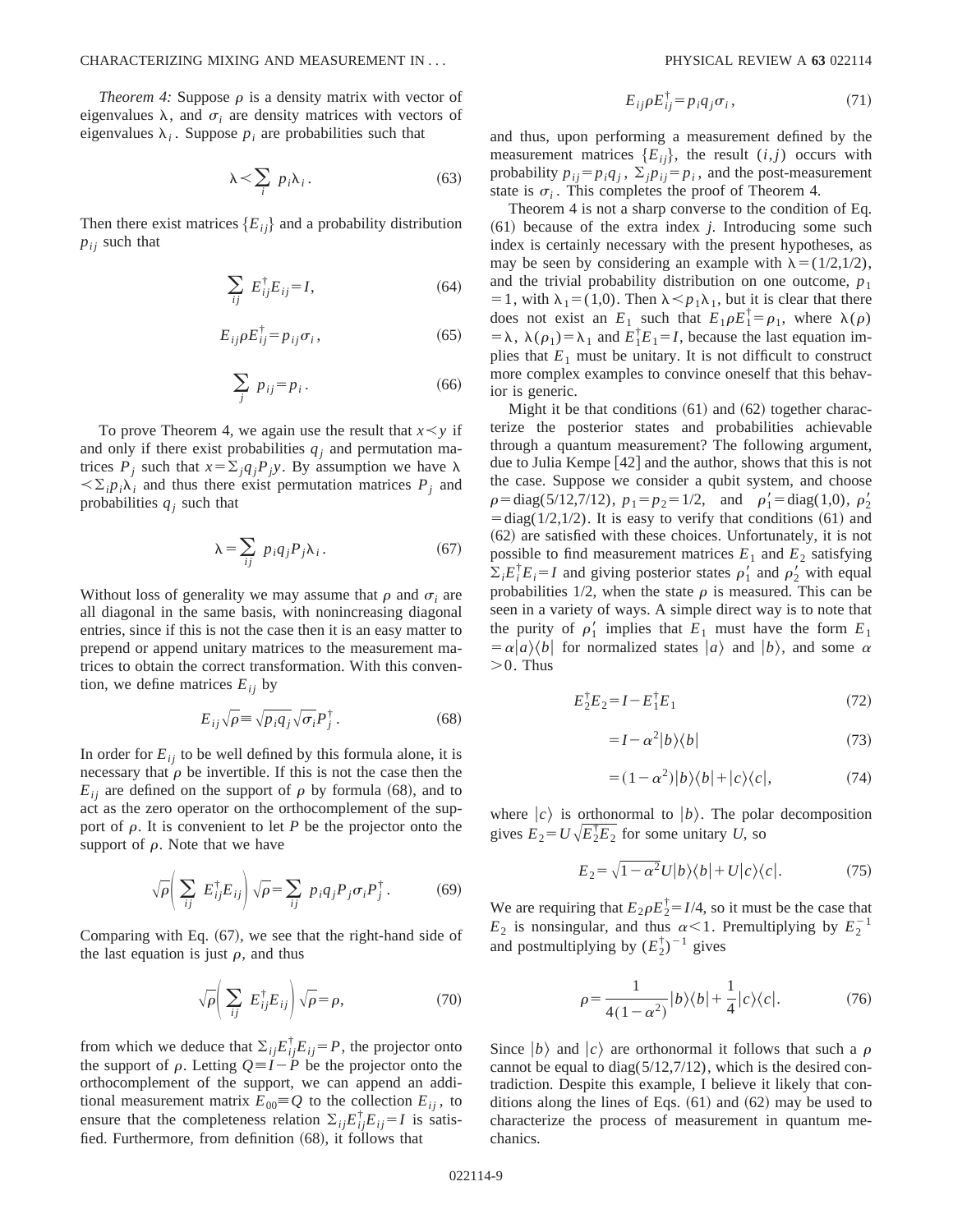*Theorem 4:* Suppose $\rho$ is a density matrix with vector of eigenvalues $\lambda$, and $\sigma_i$ are density matrices with vectors of eigenvalues $\lambda_i$. Suppose $p_i$ are probabilities such that

$$\lambda \prec \sum_i p_i \lambda_i . \tag{63}$$

Then there exist matrices $\{E_{ij}\}$ and a probability distribution $p_{ij}$ such that

$$\sum_{ij} E_{ij}^\dagger E_{ij} = I, \tag{64}$$

$$E_{ij} \rho E_{ij}^\dagger = p_{ij} \sigma_i , \tag{65}$$

$$\sum_j p_{ij} = p_i . \tag{66}$$

To prove Theorem 4, we again use the result that $x \prec y$ if and only if there exist probabilities $q_j$ and permutation matrices $P_j$ such that $x = \sum_j q_j P_j y$. By assumption we have $\lambda \prec \sum_i p_i \lambda_i$ and thus there exist permutation matrices $P_j$ and probabilities $q_j$ such that

$$\lambda = \sum_{ij} p_i q_j P_j \lambda_i . \tag{67}$$

Without loss of generality we may assume that $\rho$ and $\sigma_i$ are all diagonal in the same basis, with nonincreasing diagonal entries, since if this is not the case then it is an easy matter to prepend or append unitary matrices to the measurement matrices to obtain the correct transformation. With this convention, we define matrices $E_{ij}$ by

$$E_{ij} \sqrt{\rho} \equiv \sqrt{p_i q_j} \sqrt{\sigma_i} P_j^\dagger . \tag{68}$$

In order for $E_{ij}$ to be well defined by this formula alone, it is necessary that $\rho$ be invertible. If this is not the case then the $E_{ij}$ are defined on the support of $\rho$ by formula (68), and to act as the zero operator on the orthocomplement of the support of $\rho$. It is convenient to let $P$ be the projector onto the support of $\rho$. Note that we have

$$\sqrt{\rho} \left( \sum_{ij} E_{ij}^\dagger E_{ij} \right) \sqrt{\rho} = \sum_{ij} p_i q_j P_j \sigma_i P_j^\dagger . \tag{69}$$

Comparing with Eq. (67), we see that the right-hand side of the last equation is just $\rho$, and thus

$$\sqrt{\rho} \left( \sum_{ij} E_{ij}^\dagger E_{ij} \right) \sqrt{\rho} = \rho, \tag{70}$$

from which we deduce that $\sum_{ij} E_{ij}^\dagger E_{ij} = P$, the projector onto the support of $\rho$. Letting $Q \equiv I - P$ be the projector onto the orthocomplement of the support, we can append an additional measurement matrix $E_{00} \equiv Q$ to the collection $E_{ij}$, to ensure that the completeness relation $\sum_{ij} E_{ij}^\dagger E_{ij} = I$ is satisfied. Furthermore, from definition (68), it follows that

$$E_{ij} \rho E_{ij}^\dagger = p_i q_j \sigma_i , \tag{71}$$

and thus, upon performing a measurement defined by the measurement matrices $\{E_{ij}\}$, the result $(i,j)$ occurs with probability $p_{ij} = p_i q_j$, $\sum_j p_{ij} = p_i$, and the post-measurement state is $\sigma_i$. This completes the proof of Theorem 4.

Theorem 4 is not a sharp converse to the condition of Eq. (61) because of the extra index $j$. Introducing some such index is certainly necessary with the present hypotheses, as may be seen by considering an example with $\lambda = (1/2, 1/2)$, and the trivial probability distribution on one outcome, $p_1 = 1$, with $\lambda_1 = (1,0)$. Then $\lambda \prec p_1 \lambda_1$, but it is clear that there does not exist an $E_1$ such that $E_1 \rho E_1^\dagger = \rho_1$, where $\lambda(\rho) = \lambda$, $\lambda(\rho_1) = \lambda_1$ and $E_1^\dagger E_1 = I$, because the last equation implies that $E_1$ must be unitary. It is not difficult to construct more complex examples to convince oneself that this behavior is generic.

Might it be that conditions (61) and (62) together characterize the posterior states and probabilities achievable through a quantum measurement? The following argument, due to Julia Kempe [42] and the author, shows that this is not the case. Suppose we consider a qubit system, and choose $\rho = \mathrm{diag}(5/12, 7/12)$, $p_1 = p_2 = 1/2$, and $\rho_1' = \mathrm{diag}(1,0)$, $\rho_2' = \mathrm{diag}(1/2, 1/2)$. It is easy to verify that conditions (61) and (62) are satisfied with these choices. Unfortunately, it is not possible to find measurement matrices $E_1$ and $E_2$ satisfying $\sum_i E_i^\dagger E_i = I$ and giving posterior states $\rho_1'$ and $\rho_2'$ with equal probabilities 1/2, when the state $\rho$ is measured. This can be seen in a variety of ways. A simple direct way is to note that the purity of $\rho_1'$ implies that $E_1$ must have the form $E_1 = \alpha |a\rangle\langle b|$ for normalized states $|a\rangle$ and $|b\rangle$, and some $\alpha > 0$. Thus

$$E_2^\dagger E_2 = I - E_1^\dagger E_1 \tag{72}$$

$$= I - \alpha^2 |b\rangle\langle b| \tag{73}$$

$$= (1-\alpha^2)|b\rangle\langle b| + |c\rangle\langle c|, \tag{74}$$

where $|c\rangle$ is orthonormal to $|b\rangle$. The polar decomposition gives $E_2 = U\sqrt{E_2^\dagger E_2}$ for some unitary $U$, so

$$E_2 = \sqrt{1-\alpha^2}\, U|b\rangle\langle b| + U|c\rangle\langle c|. \tag{75}$$

We are requiring that $E_2 \rho E_2^\dagger = I/4$, so it must be the case that $E_2$ is nonsingular, and thus $\alpha < 1$. Premultiplying by $E_2^{-1}$ and postmultiplying by $(E_2^\dagger)^{-1}$ gives

$$\rho = \frac{1}{4(1-\alpha^2)} |b\rangle\langle b| + \frac{1}{4} |c\rangle\langle c|. \tag{76}$$

Since $|b\rangle$ and $|c\rangle$ are orthonormal it follows that such a $\rho$ cannot be equal to $\mathrm{diag}(5/12, 7/12)$, which is the desired contradiction. Despite this example, I believe it likely that conditions along the lines of Eqs. (61) and (62) may be used to characterize the process of measurement in quantum mechanics.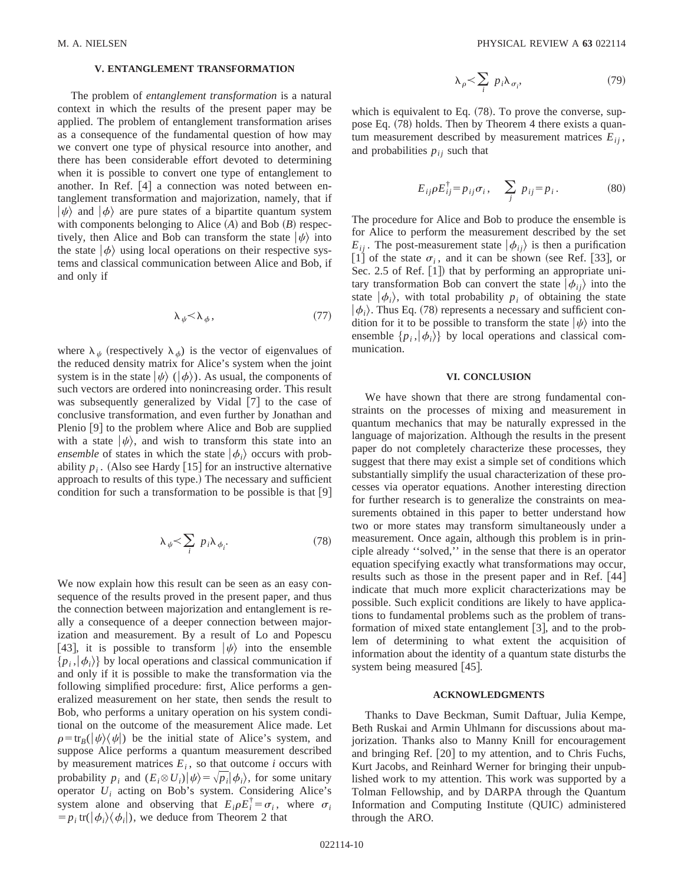## V. ENTANGLEMENT TRANSFORMATION

The problem of *entanglement transformation* is a natural context in which the results of the present paper may be applied. The problem of entanglement transformation arises as a consequence of the fundamental question of how may we convert one type of physical resource into another, and there has been considerable effort devoted to determining when it is possible to convert one type of entanglement to another. In Ref. [4] a connection was noted between entanglement transformation and majorization, namely, that if $|\psi\rangle$ and $|\phi\rangle$ are pure states of a bipartite quantum system with components belonging to Alice ($A$) and Bob ($B$) respectively, then Alice and Bob can transform the state $|\psi\rangle$ into the state $|\phi\rangle$ using local operations on their respective systems and classical communication between Alice and Bob, if and only if

$$\lambda_\psi \prec \lambda_\phi, \tag{77}$$

where $\lambda_\psi$ (respectively $\lambda_\phi$) is the vector of eigenvalues of the reduced density matrix for Alice's system when the joint system is in the state $|\psi\rangle$ ($|\phi\rangle$). As usual, the components of such vectors are ordered into nonincreasing order. This result was subsequently generalized by Vidal [7] to the case of conclusive transformation, and even further by Jonathan and Plenio [9] to the problem where Alice and Bob are supplied with a state $|\psi\rangle$, and wish to transform this state into an *ensemble* of states in which the state $|\phi_i\rangle$ occurs with probability $p_i$. (Also see Hardy [15] for an instructive alternative approach to results of this type.) The necessary and sufficient condition for such a transformation to be possible is that [9]

$$\lambda_\psi \prec \sum_i p_i \lambda_{\phi_i}. \tag{78}$$

We now explain how this result can be seen as an easy consequence of the results proved in the present paper, and thus the connection between majorization and entanglement is really a consequence of a deeper connection between majorization and measurement. By a result of Lo and Popescu [43], it is possible to transform $|\psi\rangle$ into the ensemble $\{p_i, |\phi_i\rangle\}$ by local operations and classical communication if and only if it is possible to make the transformation via the following simplified procedure: first, Alice performs a generalized measurement on her state, then sends the result to Bob, who performs a unitary operation on his system conditional on the outcome of the measurement Alice made. Let $\rho = \mathrm{tr}_B(|\psi\rangle\langle\psi|)$ be the initial state of Alice's system, and suppose Alice performs a quantum measurement described by measurement matrices $E_i$, so that outcome $i$ occurs with probability $p_i$ and $(E_i \otimes U_i)|\psi\rangle = \sqrt{p_i}|\phi_i\rangle$, for some unitary operator $U_i$ acting on Bob's system. Considering Alice's system alone and observing that $E_i \rho E_i^\dagger = \sigma_i$, where $\sigma_i = p_i \,\mathrm{tr}(|\phi_i\rangle\langle\phi_i|)$, we deduce from Theorem 2 that

$$\lambda_\rho \prec \sum_i p_i \lambda_{\sigma_i}, \tag{79}$$

which is equivalent to Eq. (78). To prove the converse, suppose Eq. (78) holds. Then by Theorem 4 there exists a quantum measurement described by measurement matrices $E_{ij}$, and probabilities $p_{ij}$ such that

$$E_{ij} \rho E_{ij}^\dagger = p_{ij} \sigma_i, \quad \sum_j p_{ij} = p_i. \tag{80}$$

The procedure for Alice and Bob to produce the ensemble is for Alice to perform the measurement described by the set $E_{ij}$. The post-measurement state $|\phi_{ij}\rangle$ is then a purification [1] of the state $\sigma_i$, and it can be shown (see Ref. [33], or Sec. 2.5 of Ref. [1]) that by performing an appropriate unitary transformation Bob can convert the state $|\phi_{ij}\rangle$ into the state $|\phi_i\rangle$, with total probability $p_i$ of obtaining the state $|\phi_i\rangle$. Thus Eq. (78) represents a necessary and sufficient condition for it to be possible to transform the state $|\psi\rangle$ into the ensemble $\{p_i, |\phi_i\rangle\}$ by local operations and classical communication.

## VI. CONCLUSION

We have shown that there are strong fundamental constraints on the processes of mixing and measurement in quantum mechanics that may be naturally expressed in the language of majorization. Although the results in the present paper do not completely characterize these processes, they suggest that there may exist a simple set of conditions which substantially simplify the usual characterization of these processes via operator equations. Another interesting direction for further research is to generalize the constraints on measurements obtained in this paper to better understand how two or more states may transform simultaneously under a measurement. Once again, although this problem is in principle already "solved," in the sense that there is an operator equation specifying exactly what transformations may occur, results such as those in the present paper and in Ref. [44] indicate that much more explicit characterizations may be possible. Such explicit conditions are likely to have applications to fundamental problems such as the problem of transformation of mixed state entanglement [3], and to the problem of determining to what extent the acquisition of information about the identity of a quantum state disturbs the system being measured [45].

## ACKNOWLEDGMENTS

Thanks to Dave Beckman, Sumit Daftuar, Julia Kempe, Beth Ruskai and Armin Uhlmann for discussions about majorization. Thanks also to Manny Knill for encouragement and bringing Ref. [20] to my attention, and to Chris Fuchs, Kurt Jacobs, and Reinhard Werner for bringing their unpublished work to my attention. This work was supported by a Tolman Fellowship, and by DARPA through the Quantum Information and Computing Institute (QUIC) administered through the ARO.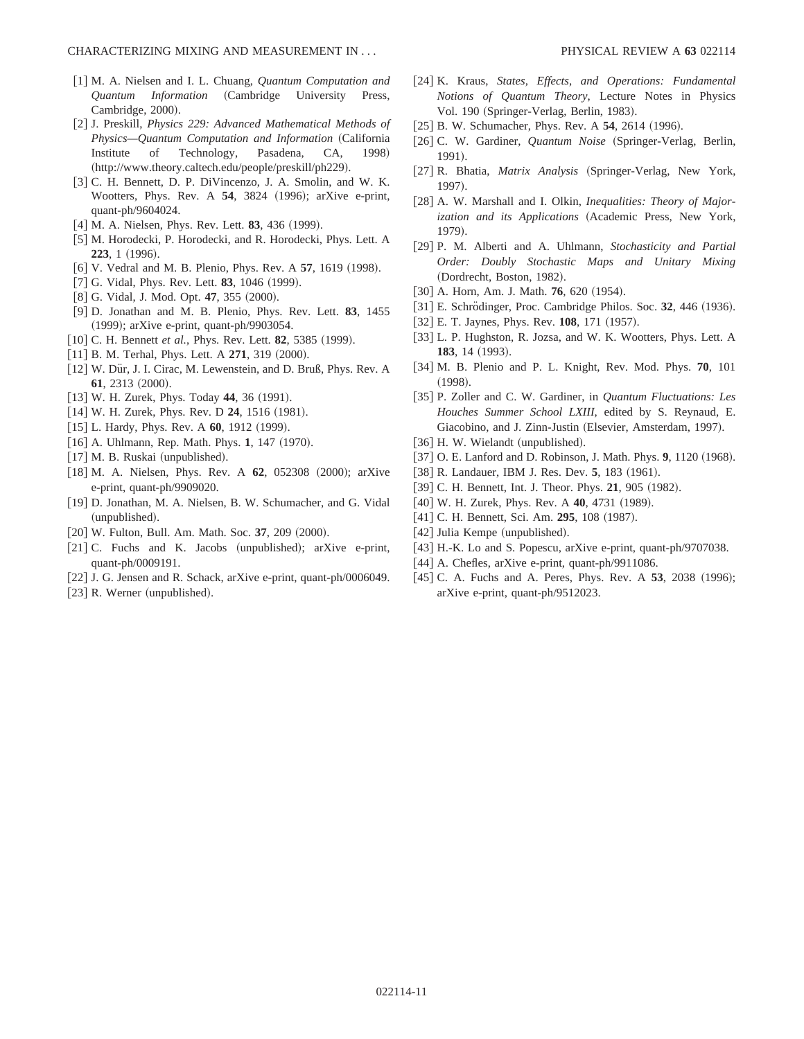[1] M. A. Nielsen and I. L. Chuang, *Quantum Computation and Quantum Information* (Cambridge University Press, Cambridge, 2000).

[2] J. Preskill, *Physics 229: Advanced Mathematical Methods of Physics—Quantum Computation and Information* (California Institute of Technology, Pasadena, CA, 1998) (http://www.theory.caltech.edu/people/preskill/ph229).

[3] C. H. Bennett, D. P. DiVincenzo, J. A. Smolin, and W. K. Wootters, Phys. Rev. A **54**, 3824 (1996); arXive e-print, quant-ph/9604024.

[4] M. A. Nielsen, Phys. Rev. Lett. **83**, 436 (1999).

[5] M. Horodecki, P. Horodecki, and R. Horodecki, Phys. Lett. A **223**, 1 (1996).

[6] V. Vedral and M. B. Plenio, Phys. Rev. A **57**, 1619 (1998).

[7] G. Vidal, Phys. Rev. Lett. **83**, 1046 (1999).

[8] G. Vidal, J. Mod. Opt. **47**, 355 (2000).

[9] D. Jonathan and M. B. Plenio, Phys. Rev. Lett. **83**, 1455 (1999); arXive e-print, quant-ph/9903054.

[10] C. H. Bennett *et al.*, Phys. Rev. Lett. **82**, 5385 (1999).

[11] B. M. Terhal, Phys. Lett. A **271**, 319 (2000).

[12] W. Dür, J. I. Cirac, M. Lewenstein, and D. Bruß, Phys. Rev. A **61**, 2313 (2000).

[13] W. H. Zurek, Phys. Today **44**, 36 (1991).

[14] W. H. Zurek, Phys. Rev. D **24**, 1516 (1981).

[15] L. Hardy, Phys. Rev. A **60**, 1912 (1999).

[16] A. Uhlmann, Rep. Math. Phys. **1**, 147 (1970).

[17] M. B. Ruskai (unpublished).

[18] M. A. Nielsen, Phys. Rev. A **62**, 052308 (2000); arXive e-print, quant-ph/9909020.

[19] D. Jonathan, M. A. Nielsen, B. W. Schumacher, and G. Vidal (unpublished).

[20] W. Fulton, Bull. Am. Math. Soc. **37**, 209 (2000).

[21] C. Fuchs and K. Jacobs (unpublished); arXive e-print, quant-ph/0009191.

[22] J. G. Jensen and R. Schack, arXive e-print, quant-ph/0006049.

[23] R. Werner (unpublished).

[24] K. Kraus, *States, Effects, and Operations: Fundamental Notions of Quantum Theory*, Lecture Notes in Physics Vol. 190 (Springer-Verlag, Berlin, 1983).

[25] B. W. Schumacher, Phys. Rev. A **54**, 2614 (1996).

[26] C. W. Gardiner, *Quantum Noise* (Springer-Verlag, Berlin, 1991).

[27] R. Bhatia, *Matrix Analysis* (Springer-Verlag, New York, 1997).

[28] A. W. Marshall and I. Olkin, *Inequalities: Theory of Majorization and its Applications* (Academic Press, New York, 1979).

[29] P. M. Alberti and A. Uhlmann, *Stochasticity and Partial Order: Doubly Stochastic Maps and Unitary Mixing* (Dordrecht, Boston, 1982).

[30] A. Horn, Am. J. Math. **76**, 620 (1954).

[31] E. Schrödinger, Proc. Cambridge Philos. Soc. **32**, 446 (1936).

[32] E. T. Jaynes, Phys. Rev. **108**, 171 (1957).

[33] L. P. Hughston, R. Jozsa, and W. K. Wootters, Phys. Lett. A **183**, 14 (1993).

[34] M. B. Plenio and P. L. Knight, Rev. Mod. Phys. **70**, 101 (1998).

[35] P. Zoller and C. W. Gardiner, in *Quantum Fluctuations: Les Houches Summer School LXIII*, edited by S. Reynaud, E. Giacobino, and J. Zinn-Justin (Elsevier, Amsterdam, 1997).

[36] H. W. Wielandt (unpublished).

[37] O. E. Lanford and D. Robinson, J. Math. Phys. **9**, 1120 (1968).

[38] R. Landauer, IBM J. Res. Dev. **5**, 183 (1961).

[39] C. H. Bennett, Int. J. Theor. Phys. **21**, 905 (1982).

[40] W. H. Zurek, Phys. Rev. A **40**, 4731 (1989).

[41] C. H. Bennett, Sci. Am. **295**, 108 (1987).

[42] Julia Kempe (unpublished).

[43] H.-K. Lo and S. Popescu, arXive e-print, quant-ph/9707038.

[44] A. Chefles, arXive e-print, quant-ph/9911086.

[45] C. A. Fuchs and A. Peres, Phys. Rev. A **53**, 2038 (1996); arXive e-print, quant-ph/9512023.